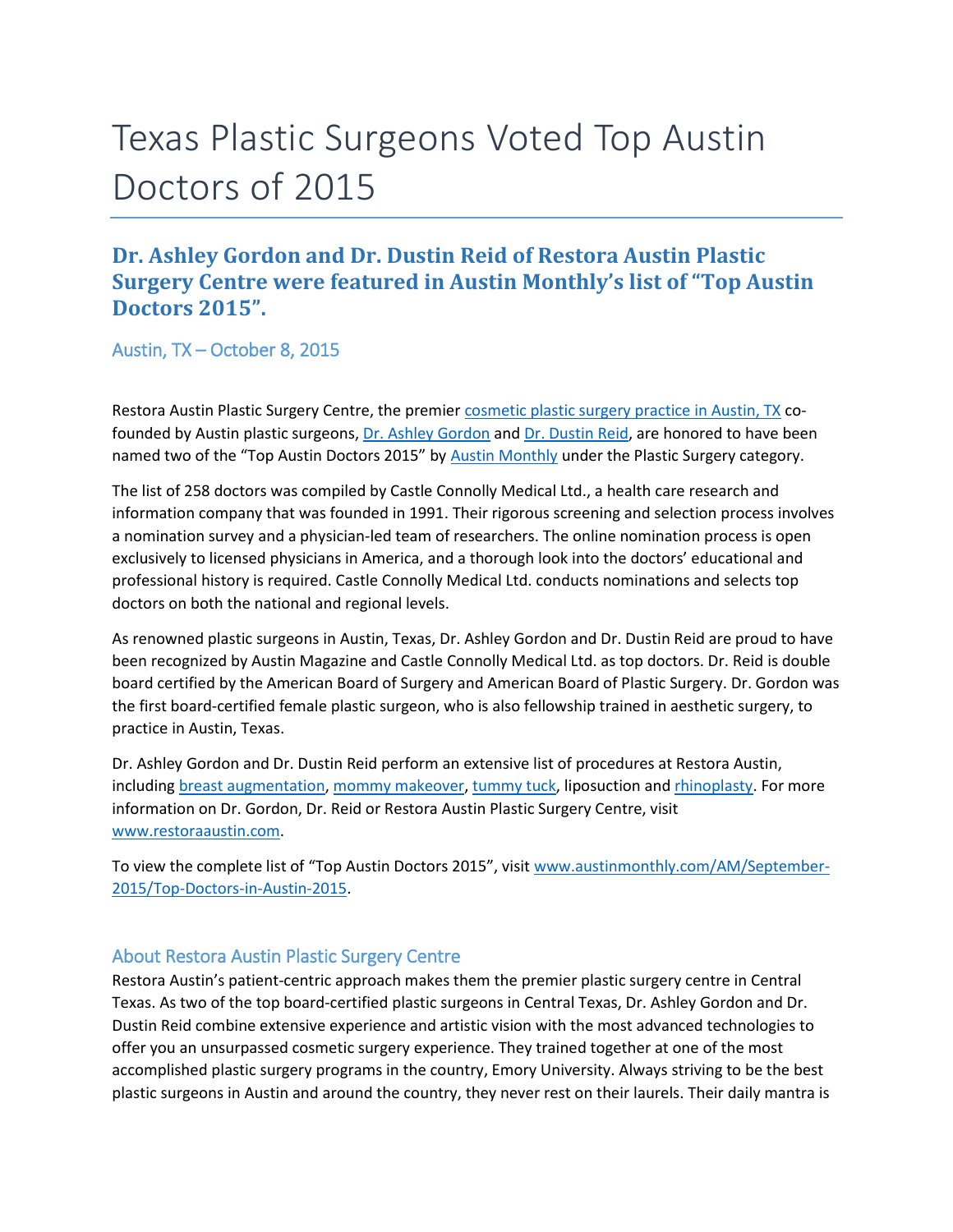# Texas Plastic Surgeons Voted Top Austin Doctors of 2015

## Dr. Ashley Gordon and Dr. Dustin Reid of Restora Austin Plastic Surgery Centre were featured in Austin Monthly's list of "Top Austin Doctors 2015".

### Austin, TX – October 8, 2015

Restora Austin Plastic Surgery Centre, the premier cosmetic plastic surgery practice in Austin, TX co-founded by Austin plastic surgeons, Dr. Ashley Gordon and Dr. Dustin Reid, are honored to have been named two of the "Top Austin Doctors 2015" by Austin Monthly under the Plastic Surgery category.

The list of 258 doctors was compiled by Castle Connolly Medical Ltd., a health care research and information company that was founded in 1991. Their rigorous screening and selection process involves a nomination survey and a physician-led team of researchers. The online nomination process is open exclusively to licensed physicians in America, and a thorough look into the doctors' educational and professional history is required. Castle Connolly Medical Ltd. conducts nominations and selects top doctors on both the national and regional levels.

As renowned plastic surgeons in Austin, Texas, Dr. Ashley Gordon and Dr. Dustin Reid are proud to have been recognized by Austin Magazine and Castle Connolly Medical Ltd. as top doctors. Dr. Reid is double board certified by the American Board of Surgery and American Board of Plastic Surgery. Dr. Gordon was the first board-certified female plastic surgeon, who is also fellowship trained in aesthetic surgery, to practice in Austin, Texas.

Dr. Ashley Gordon and Dr. Dustin Reid perform an extensive list of procedures at Restora Austin, including breast augmentation, mommy makeover, tummy tuck, liposuction and rhinoplasty. For more information on Dr. Gordon, Dr. Reid or Restora Austin Plastic Surgery Centre, visit www.restoraaustin.com.

To view the complete list of "Top Austin Doctors 2015", visit www.austinmonthly.com/AM/September-2015/Top-Doctors-in-Austin-2015.

### About Restora Austin Plastic Surgery Centre

Restora Austin's patient-centric approach makes them the premier plastic surgery centre in Central Texas. As two of the top board-certified plastic surgeons in Central Texas, Dr. Ashley Gordon and Dr. Dustin Reid combine extensive experience and artistic vision with the most advanced technologies to offer you an unsurpassed cosmetic surgery experience. They trained together at one of the most accomplished plastic surgery programs in the country, Emory University. Always striving to be the best plastic surgeons in Austin and around the country, they never rest on their laurels. Their daily mantra is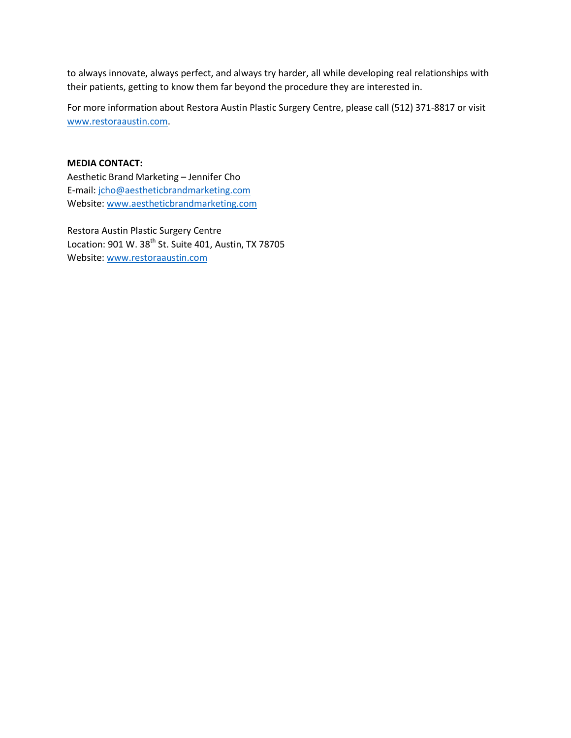to always innovate, always perfect, and always try harder, all while developing real relationships with their patients, getting to know them far beyond the procedure they are interested in.

For more information about Restora Austin Plastic Surgery Centre, please call (512) 371-8817 or visit www.restoraaustin.com.

**MEDIA CONTACT:**
Aesthetic Brand Marketing – Jennifer Cho
E-mail: jcho@aestheticbrandmarketing.com
Website: www.aestheticbrandmarketing.com

Restora Austin Plastic Surgery Centre
Location: 901 W. 38th St. Suite 401, Austin, TX 78705
Website: www.restoraaustin.com